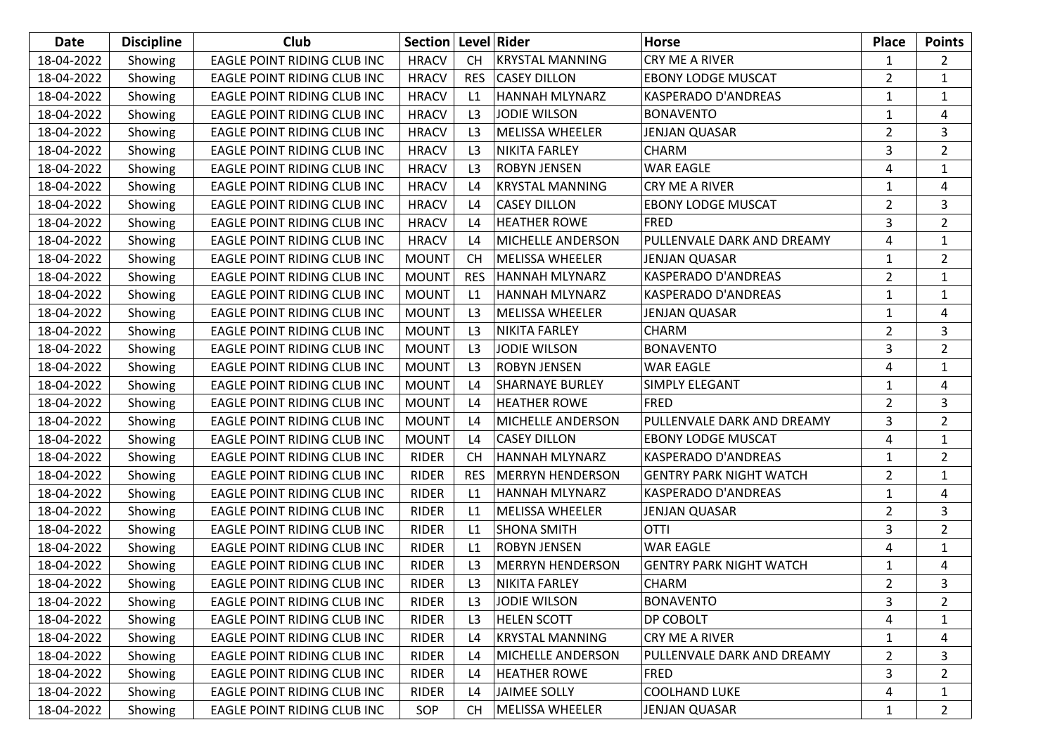| Date | Discipline | Club | Section | Level | Rider | Horse | Place | Points |
|---|---|---|---|---|---|---|---|---|
| 18-04-2022 | Showing | EAGLE POINT RIDING CLUB INC | HRACV | CH | KRYSTAL MANNING | CRY ME A RIVER | 1 | 2 |
| 18-04-2022 | Showing | EAGLE POINT RIDING CLUB INC | HRACV | RES | CASEY DILLON | EBONY LODGE MUSCAT | 2 | 1 |
| 18-04-2022 | Showing | EAGLE POINT RIDING CLUB INC | HRACV | L1 | HANNAH MLYNARZ | KASPERADO D'ANDREAS | 1 | 1 |
| 18-04-2022 | Showing | EAGLE POINT RIDING CLUB INC | HRACV | L3 | JODIE WILSON | BONAVENTO | 1 | 4 |
| 18-04-2022 | Showing | EAGLE POINT RIDING CLUB INC | HRACV | L3 | MELISSA WHEELER | JENJAN QUASAR | 2 | 3 |
| 18-04-2022 | Showing | EAGLE POINT RIDING CLUB INC | HRACV | L3 | NIKITA FARLEY | CHARM | 3 | 2 |
| 18-04-2022 | Showing | EAGLE POINT RIDING CLUB INC | HRACV | L3 | ROBYN JENSEN | WAR EAGLE | 4 | 1 |
| 18-04-2022 | Showing | EAGLE POINT RIDING CLUB INC | HRACV | L4 | KRYSTAL MANNING | CRY ME A RIVER | 1 | 4 |
| 18-04-2022 | Showing | EAGLE POINT RIDING CLUB INC | HRACV | L4 | CASEY DILLON | EBONY LODGE MUSCAT | 2 | 3 |
| 18-04-2022 | Showing | EAGLE POINT RIDING CLUB INC | HRACV | L4 | HEATHER ROWE | FRED | 3 | 2 |
| 18-04-2022 | Showing | EAGLE POINT RIDING CLUB INC | HRACV | L4 | MICHELLE ANDERSON | PULLENVALE DARK AND DREAMY | 4 | 1 |
| 18-04-2022 | Showing | EAGLE POINT RIDING CLUB INC | MOUNT | CH | MELISSA WHEELER | JENJAN QUASAR | 1 | 2 |
| 18-04-2022 | Showing | EAGLE POINT RIDING CLUB INC | MOUNT | RES | HANNAH MLYNARZ | KASPERADO D'ANDREAS | 2 | 1 |
| 18-04-2022 | Showing | EAGLE POINT RIDING CLUB INC | MOUNT | L1 | HANNAH MLYNARZ | KASPERADO D'ANDREAS | 1 | 1 |
| 18-04-2022 | Showing | EAGLE POINT RIDING CLUB INC | MOUNT | L3 | MELISSA WHEELER | JENJAN QUASAR | 1 | 4 |
| 18-04-2022 | Showing | EAGLE POINT RIDING CLUB INC | MOUNT | L3 | NIKITA FARLEY | CHARM | 2 | 3 |
| 18-04-2022 | Showing | EAGLE POINT RIDING CLUB INC | MOUNT | L3 | JODIE WILSON | BONAVENTO | 3 | 2 |
| 18-04-2022 | Showing | EAGLE POINT RIDING CLUB INC | MOUNT | L3 | ROBYN JENSEN | WAR EAGLE | 4 | 1 |
| 18-04-2022 | Showing | EAGLE POINT RIDING CLUB INC | MOUNT | L4 | SHARNAYE BURLEY | SIMPLY ELEGANT | 1 | 4 |
| 18-04-2022 | Showing | EAGLE POINT RIDING CLUB INC | MOUNT | L4 | HEATHER ROWE | FRED | 2 | 3 |
| 18-04-2022 | Showing | EAGLE POINT RIDING CLUB INC | MOUNT | L4 | MICHELLE ANDERSON | PULLENVALE DARK AND DREAMY | 3 | 2 |
| 18-04-2022 | Showing | EAGLE POINT RIDING CLUB INC | MOUNT | L4 | CASEY DILLON | EBONY LODGE MUSCAT | 4 | 1 |
| 18-04-2022 | Showing | EAGLE POINT RIDING CLUB INC | RIDER | CH | HANNAH MLYNARZ | KASPERADO D'ANDREAS | 1 | 2 |
| 18-04-2022 | Showing | EAGLE POINT RIDING CLUB INC | RIDER | RES | MERRYN HENDERSON | GENTRY PARK NIGHT WATCH | 2 | 1 |
| 18-04-2022 | Showing | EAGLE POINT RIDING CLUB INC | RIDER | L1 | HANNAH MLYNARZ | KASPERADO D'ANDREAS | 1 | 4 |
| 18-04-2022 | Showing | EAGLE POINT RIDING CLUB INC | RIDER | L1 | MELISSA WHEELER | JENJAN QUASAR | 2 | 3 |
| 18-04-2022 | Showing | EAGLE POINT RIDING CLUB INC | RIDER | L1 | SHONA SMITH | OTTI | 3 | 2 |
| 18-04-2022 | Showing | EAGLE POINT RIDING CLUB INC | RIDER | L1 | ROBYN JENSEN | WAR EAGLE | 4 | 1 |
| 18-04-2022 | Showing | EAGLE POINT RIDING CLUB INC | RIDER | L3 | MERRYN HENDERSON | GENTRY PARK NIGHT WATCH | 1 | 4 |
| 18-04-2022 | Showing | EAGLE POINT RIDING CLUB INC | RIDER | L3 | NIKITA FARLEY | CHARM | 2 | 3 |
| 18-04-2022 | Showing | EAGLE POINT RIDING CLUB INC | RIDER | L3 | JODIE WILSON | BONAVENTO | 3 | 2 |
| 18-04-2022 | Showing | EAGLE POINT RIDING CLUB INC | RIDER | L3 | HELEN SCOTT | DP COBOLT | 4 | 1 |
| 18-04-2022 | Showing | EAGLE POINT RIDING CLUB INC | RIDER | L4 | KRYSTAL MANNING | CRY ME A RIVER | 1 | 4 |
| 18-04-2022 | Showing | EAGLE POINT RIDING CLUB INC | RIDER | L4 | MICHELLE ANDERSON | PULLENVALE DARK AND DREAMY | 2 | 3 |
| 18-04-2022 | Showing | EAGLE POINT RIDING CLUB INC | RIDER | L4 | HEATHER ROWE | FRED | 3 | 2 |
| 18-04-2022 | Showing | EAGLE POINT RIDING CLUB INC | RIDER | L4 | JAIMEE SOLLY | COOLHAND LUKE | 4 | 1 |
| 18-04-2022 | Showing | EAGLE POINT RIDING CLUB INC | SOP | CH | MELISSA WHEELER | JENJAN QUASAR | 1 | 2 |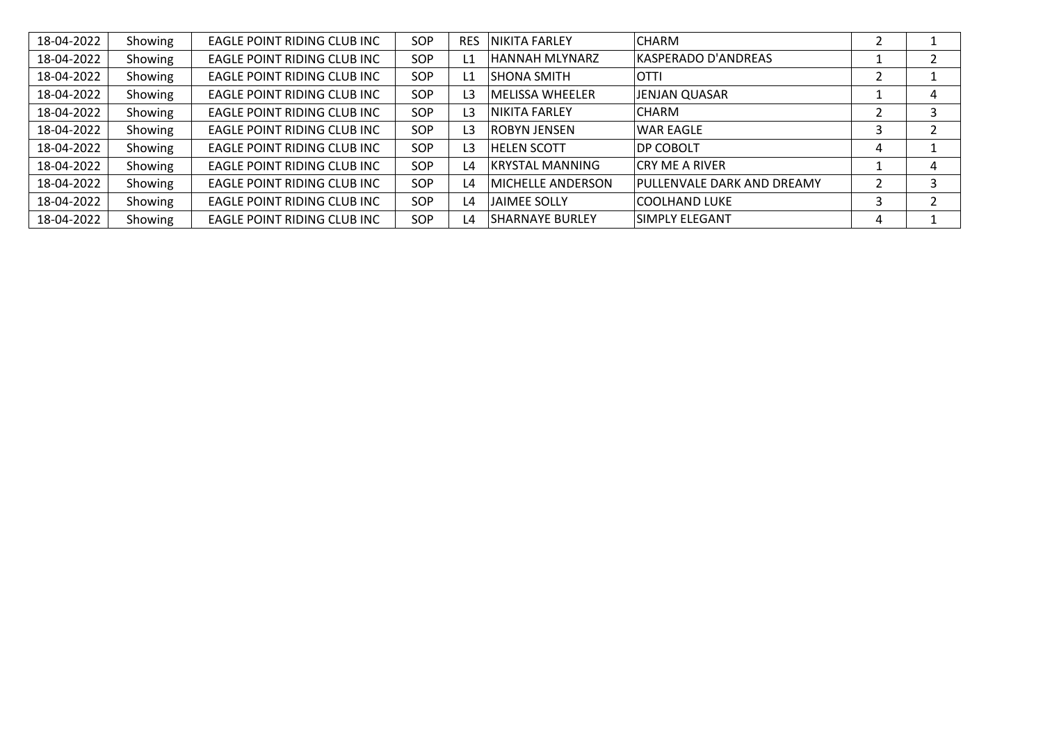| | | | | | | | | |
|---|---|---|---|---|---|---|---|---|
| 18-04-2022 | Showing | EAGLE POINT RIDING CLUB INC | SOP | RES | NIKITA FARLEY | CHARM | 2 | 1 |
| 18-04-2022 | Showing | EAGLE POINT RIDING CLUB INC | SOP | L1 | HANNAH MLYNARZ | KASPERADO D'ANDREAS | 1 | 2 |
| 18-04-2022 | Showing | EAGLE POINT RIDING CLUB INC | SOP | L1 | SHONA SMITH | OTTI | 2 | 1 |
| 18-04-2022 | Showing | EAGLE POINT RIDING CLUB INC | SOP | L3 | MELISSA WHEELER | JENJAN QUASAR | 1 | 4 |
| 18-04-2022 | Showing | EAGLE POINT RIDING CLUB INC | SOP | L3 | NIKITA FARLEY | CHARM | 2 | 3 |
| 18-04-2022 | Showing | EAGLE POINT RIDING CLUB INC | SOP | L3 | ROBYN JENSEN | WAR EAGLE | 3 | 2 |
| 18-04-2022 | Showing | EAGLE POINT RIDING CLUB INC | SOP | L3 | HELEN SCOTT | DP COBOLT | 4 | 1 |
| 18-04-2022 | Showing | EAGLE POINT RIDING CLUB INC | SOP | L4 | KRYSTAL MANNING | CRY ME A RIVER | 1 | 4 |
| 18-04-2022 | Showing | EAGLE POINT RIDING CLUB INC | SOP | L4 | MICHELLE ANDERSON | PULLENVALE DARK AND DREAMY | 2 | 3 |
| 18-04-2022 | Showing | EAGLE POINT RIDING CLUB INC | SOP | L4 | JAIMEE SOLLY | COOLHAND LUKE | 3 | 2 |
| 18-04-2022 | Showing | EAGLE POINT RIDING CLUB INC | SOP | L4 | SHARNAYE BURLEY | SIMPLY ELEGANT | 4 | 1 |